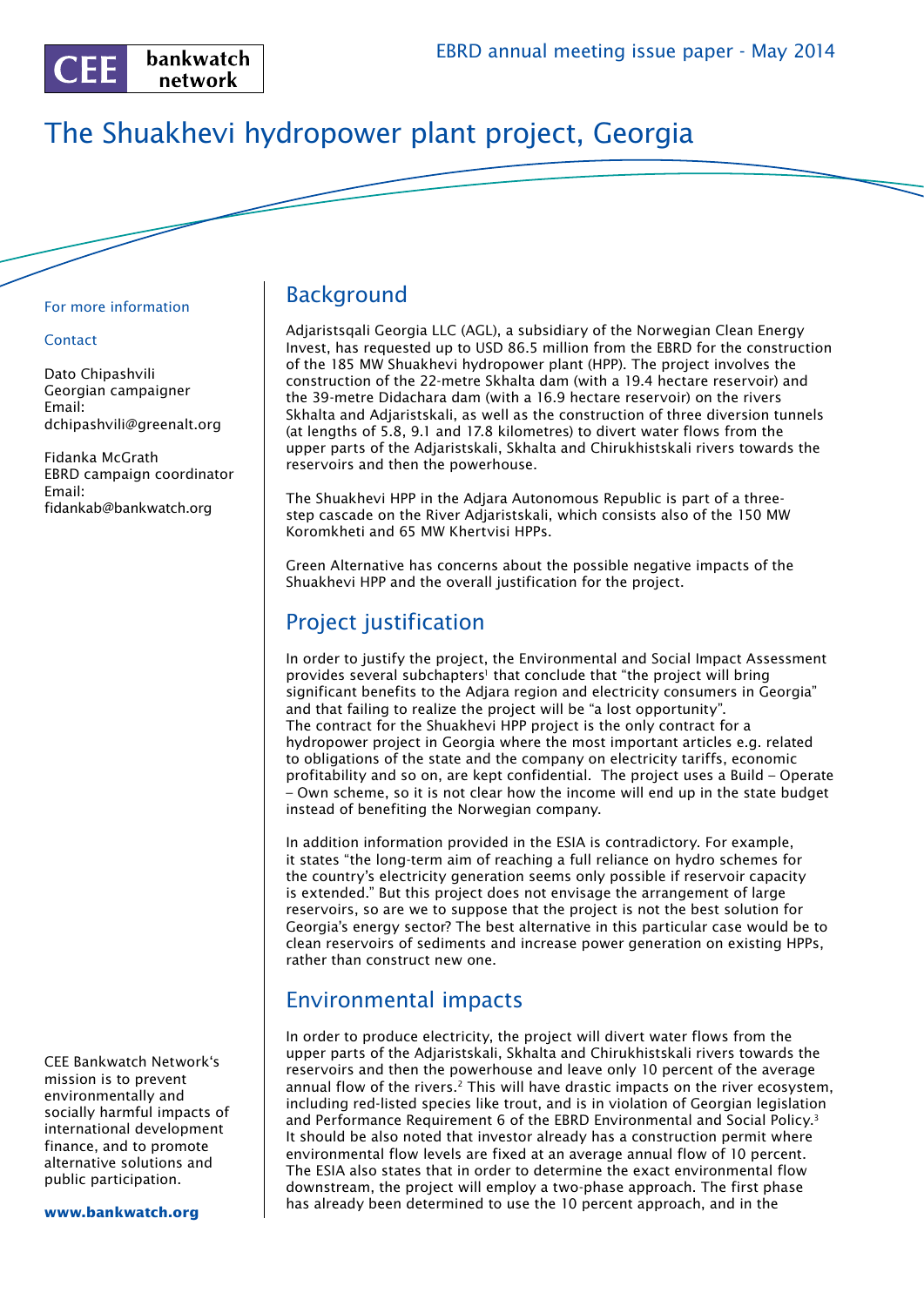CEE bankwatch network

EBRD annual meeting issue paper - May 2014

# The Shuakhevi hydropower plant project, Georgia

For more information

Contact

Dato Chipashvili
Georgian campaigner
Email:
dchipashvili@greenalt.org

Fidanka McGrath
EBRD campaign coordinator
Email:
fidankab@bankwatch.org

CEE Bankwatch Network's mission is to prevent environmentally and socially harmful impacts of international development finance, and to promote alternative solutions and public participation.

**www.bankwatch.org**

## Background

Adjaristsqali Georgia LLC (AGL), a subsidiary of the Norwegian Clean Energy Invest, has requested up to USD 86.5 million from the EBRD for the construction of the 185 MW Shuakhevi hydropower plant (HPP). The project involves the construction of the 22-metre Skhalta dam (with a 19.4 hectare reservoir) and the 39-metre Didachara dam (with a 16.9 hectare reservoir) on the rivers Skhalta and Adjaristskali, as well as the construction of three diversion tunnels (at lengths of 5.8, 9.1 and 17.8 kilometres) to divert water flows from the upper parts of the Adjaristskali, Skhalta and Chirukhistskali rivers towards the reservoirs and then the powerhouse.

The Shuakhevi HPP in the Adjara Autonomous Republic is part of a three-step cascade on the River Adjaristskali, which consists also of the 150 MW Koromkheti and 65 MW Khertvisi HPPs.

Green Alternative has concerns about the possible negative impacts of the Shuakhevi HPP and the overall justification for the project.

## Project justification

In order to justify the project, the Environmental and Social Impact Assessment provides several subchapters[1] that conclude that "the project will bring significant benefits to the Adjara region and electricity consumers in Georgia" and that failing to realize the project will be "a lost opportunity".
The contract for the Shuakhevi HPP project is the only contract for a hydropower project in Georgia where the most important articles e.g. related to obligations of the state and the company on electricity tariffs, economic profitability and so on, are kept confidential. The project uses a Build – Operate – Own scheme, so it is not clear how the income will end up in the state budget instead of benefiting the Norwegian company.

In addition information provided in the ESIA is contradictory. For example, it states "the long-term aim of reaching a full reliance on hydro schemes for the country's electricity generation seems only possible if reservoir capacity is extended." But this project does not envisage the arrangement of large reservoirs, so are we to suppose that the project is not the best solution for Georgia's energy sector? The best alternative in this particular case would be to clean reservoirs of sediments and increase power generation on existing HPPs, rather than construct new one.

## Environmental impacts

In order to produce electricity, the project will divert water flows from the upper parts of the Adjaristskali, Skhalta and Chirukhistskali rivers towards the reservoirs and then the powerhouse and leave only 10 percent of the average annual flow of the rivers.[2] This will have drastic impacts on the river ecosystem, including red-listed species like trout, and is in violation of Georgian legislation and Performance Requirement 6 of the EBRD Environmental and Social Policy.[3] It should be also noted that investor already has a construction permit where environmental flow levels are fixed at an average annual flow of 10 percent. The ESIA also states that in order to determine the exact environmental flow downstream, the project will employ a two-phase approach. The first phase has already been determined to use the 10 percent approach, and in the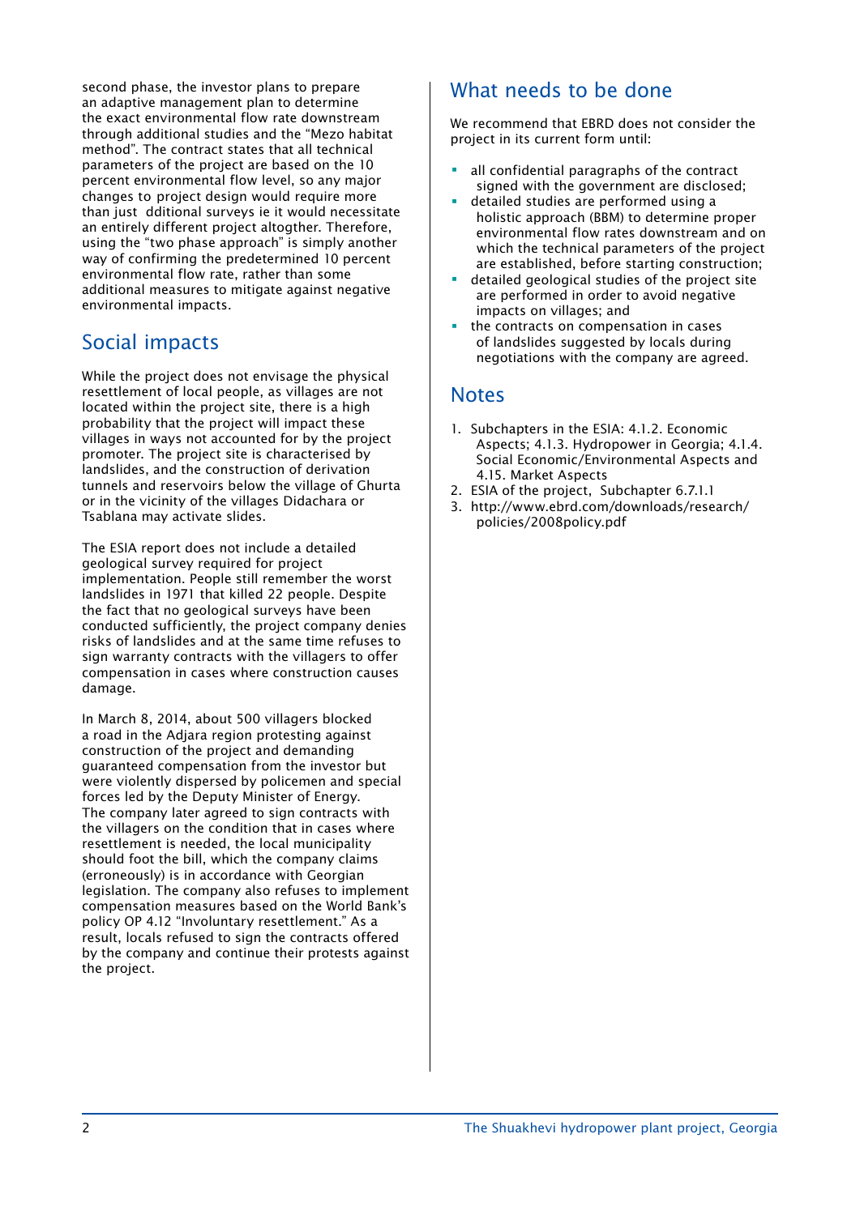second phase, the investor plans to prepare an adaptive management plan to determine the exact environmental flow rate downstream through additional studies and the "Mezo habitat method". The contract states that all technical parameters of the project are based on the 10 percent environmental flow level, so any major changes to project design would require more than just dditional surveys ie it would necessitate an entirely different project altogther. Therefore, using the "two phase approach" is simply another way of confirming the predetermined 10 percent environmental flow rate, rather than some additional measures to mitigate against negative environmental impacts.

## Social impacts

While the project does not envisage the physical resettlement of local people, as villages are not located within the project site, there is a high probability that the project will impact these villages in ways not accounted for by the project promoter. The project site is characterised by landslides, and the construction of derivation tunnels and reservoirs below the village of Ghurta or in the vicinity of the villages Didachara or Tsablana may activate slides.

The ESIA report does not include a detailed geological survey required for project implementation. People still remember the worst landslides in 1971 that killed 22 people. Despite the fact that no geological surveys have been conducted sufficiently, the project company denies risks of landslides and at the same time refuses to sign warranty contracts with the villagers to offer compensation in cases where construction causes damage.

In March 8, 2014, about 500 villagers blocked a road in the Adjara region protesting against construction of the project and demanding guaranteed compensation from the investor but were violently dispersed by policemen and special forces led by the Deputy Minister of Energy. The company later agreed to sign contracts with the villagers on the condition that in cases where resettlement is needed, the local municipality should foot the bill, which the company claims (erroneously) is in accordance with Georgian legislation. The company also refuses to implement compensation measures based on the World Bank's policy OP 4.12 "Involuntary resettlement." As a result, locals refused to sign the contracts offered by the company and continue their protests against the project.

## What needs to be done

We recommend that EBRD does not consider the project in its current form until:

- all confidential paragraphs of the contract signed with the government are disclosed;
- detailed studies are performed using a holistic approach (BBM) to determine proper environmental flow rates downstream and on which the technical parameters of the project are established, before starting construction;
- detailed geological studies of the project site are performed in order to avoid negative impacts on villages; and
- the contracts on compensation in cases of landslides suggested by locals during negotiations with the company are agreed.

## Notes

1. Subchapters in the ESIA: 4.1.2. Economic Aspects; 4.1.3. Hydropower in Georgia; 4.1.4. Social Economic/Environmental Aspects and 4.15. Market Aspects
2. ESIA of the project, Subchapter 6.7.1.1
3. http://www.ebrd.com/downloads/research/policies/2008policy.pdf